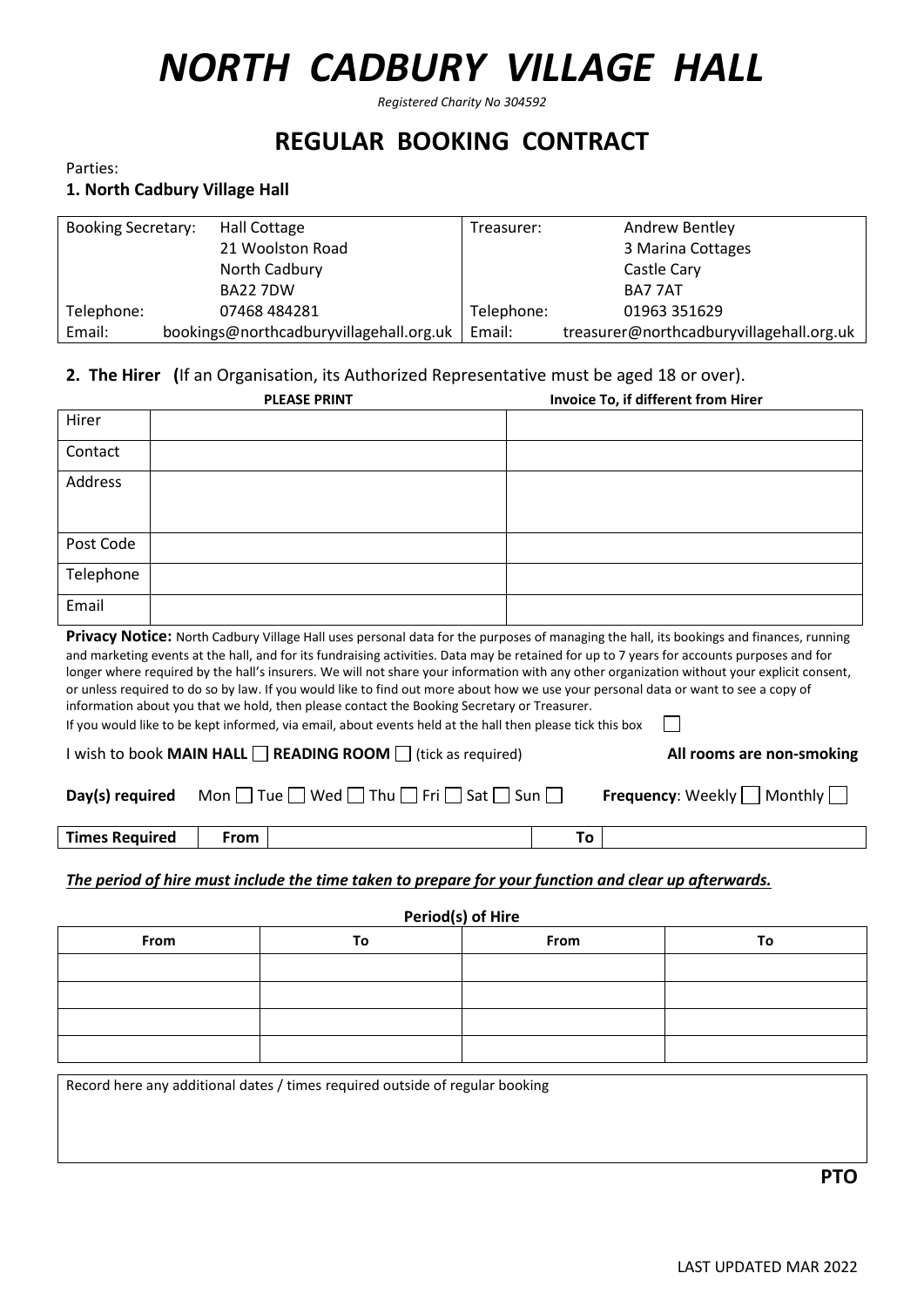# *NORTH CADBURY VILLAGE HALL*

*Registered Charity No 304592*

## REGULAR BOOKING CONTRACT

Parties:

**1. North Cadbury Village Hall**

| Booking Secretary: | Hall Cottage | Treasurer: | Andrew Bentley |
|---|---|---|---|
| | 21 Woolston Road | | 3 Marina Cottages |
| | North Cadbury | | Castle Cary |
| | BA22 7DW | | BA7 7AT |
| Telephone: | 07468 484281 | Telephone: | 01963 351629 |
| Email: | bookings@northcadburyvillagehall.org.uk | Email: | treasurer@northcadburyvillagehall.org.uk |

**2. The Hirer (**If an Organisation, its Authorized Representative must be aged 18 or over).

| | **PLEASE PRINT** | **Invoice To, if different from Hirer** |
|---|---|---|
| Hirer | | |
| Contact | | |
| Address | | |
| Post Code | | |
| Telephone | | |
| Email | | |

**Privacy Notice:** North Cadbury Village Hall uses personal data for the purposes of managing the hall, its bookings and finances, running and marketing events at the hall, and for its fundraising activities. Data may be retained for up to 7 years for accounts purposes and for longer where required by the hall's insurers. We will not share your information with any other organization without your explicit consent, or unless required to do so by law. If you would like to find out more about how we use your personal data or want to see a copy of information about you that we hold, then please contact the Booking Secretary or Treasurer.

If you would like to be kept informed, via email, about events held at the hall then please tick this box ☐

I wish to book **MAIN HALL** ☐ **READING ROOM** ☐ (tick as required) **All rooms are non-smoking**

**Day(s) required** Mon ☐ Tue ☐ Wed ☐ Thu ☐ Fri ☐ Sat ☐ Sun ☐ **Frequency**: Weekly ☐ Monthly ☐

| **Times Required** | **From** | | **To** | |
|---|---|---|---|---|

***The period of hire must include the time taken to prepare for your function and clear up afterwards.***

**Period(s) of Hire**

| From | To | From | To |
|---|---|---|---|
| | | | |
| | | | |
| | | | |
| | | | |

Record here any additional dates / times required outside of regular booking

**PTO**

LAST UPDATED MAR 2022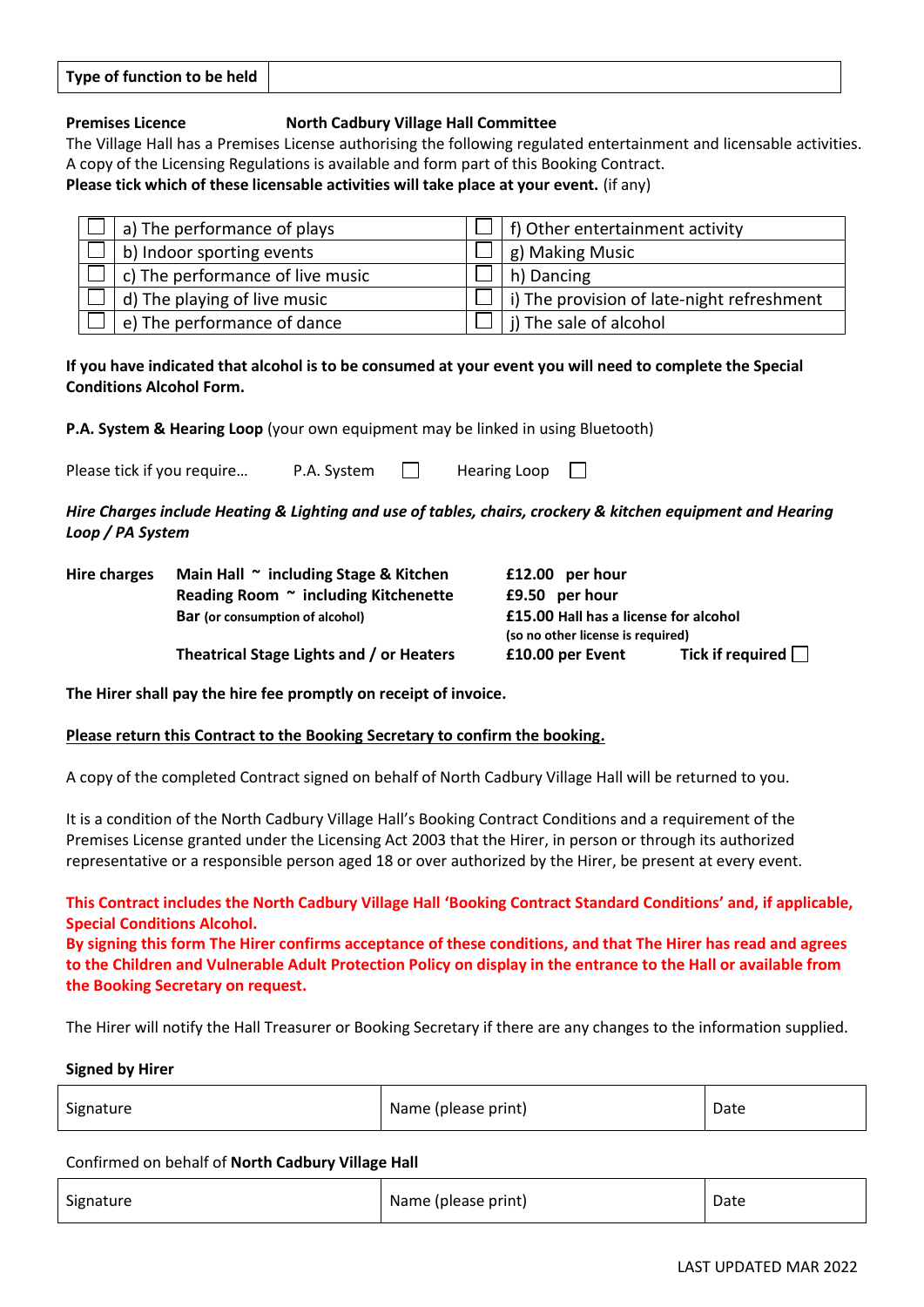| Type of function to be held | |
|---|---|

**Premises Licence** **North Cadbury Village Hall Committee**

The Village Hall has a Premises License authorising the following regulated entertainment and licensable activities. A copy of the Licensing Regulations is available and form part of this Booking Contract.

**Please tick which of these licensable activities will take place at your event.** (if any)

| | | | |
|---|---|---|---|
| ☐ | a) The performance of plays | ☐ | f) Other entertainment activity |
| ☐ | b) Indoor sporting events | ☐ | g) Making Music |
| ☐ | c) The performance of live music | ☐ | h) Dancing |
| ☐ | d) The playing of live music | ☐ | i) The provision of late-night refreshment |
| ☐ | e) The performance of dance | ☐ | j) The sale of alcohol |

**If you have indicated that alcohol is to be consumed at your event you will need to complete the Special Conditions Alcohol Form.**

**P.A. System & Hearing Loop** (your own equipment may be linked in using Bluetooth)

Please tick if you require… P.A. System ☐ Hearing Loop ☐

***Hire Charges include Heating & Lighting and use of tables, chairs, crockery & kitchen equipment and Hearing Loop / PA System***

| | | | |
|---|---|---|---|
| **Hire charges** | **Main Hall ~ including Stage & Kitchen** | **£12.00 per hour** | |
| | **Reading Room ~ including Kitchenette** | **£9.50 per hour** | |
| | **Bar (or consumption of alcohol)** | **£15.00 Hall has a license for alcohol** (so no other license is required) | |
| | **Theatrical Stage Lights and / or Heaters** | **£10.00 per Event** | **Tick if required** ☐ |

**The Hirer shall pay the hire fee promptly on receipt of invoice.**

**Please return this Contract to the Booking Secretary to confirm the booking.**

A copy of the completed Contract signed on behalf of North Cadbury Village Hall will be returned to you.

It is a condition of the North Cadbury Village Hall's Booking Contract Conditions and a requirement of the Premises License granted under the Licensing Act 2003 that the Hirer, in person or through its authorized representative or a responsible person aged 18 or over authorized by the Hirer, be present at every event.

**This Contract includes the North Cadbury Village Hall 'Booking Contract Standard Conditions' and, if applicable, Special Conditions Alcohol.**

**By signing this form The Hirer confirms acceptance of these conditions, and that The Hirer has read and agrees to the Children and Vulnerable Adult Protection Policy on display in the entrance to the Hall or available from the Booking Secretary on request.**

The Hirer will notify the Hall Treasurer or Booking Secretary if there are any changes to the information supplied.

**Signed by Hirer**

| Signature | Name (please print) | Date |
|---|---|---|

Confirmed on behalf of **North Cadbury Village Hall**

| Signature | Name (please print) | Date |
|---|---|---|

LAST UPDATED MAR 2022